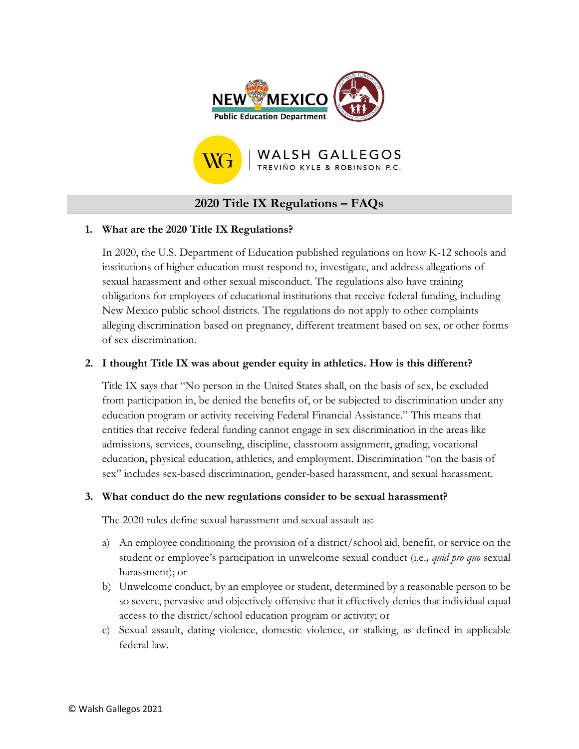# 2020 Title IX Regulations – FAQs

**1. What are the 2020 Title IX Regulations?**

In 2020, the U.S. Department of Education published regulations on how K-12 schools and institutions of higher education must respond to, investigate, and address allegations of sexual harassment and other sexual misconduct. The regulations also have training obligations for employees of educational institutions that receive federal funding, including New Mexico public school districts. The regulations do not apply to other complaints alleging discrimination based on pregnancy, different treatment based on sex, or other forms of sex discrimination.

**2. I thought Title IX was about gender equity in athletics. How is this different?**

Title IX says that "No person in the United States shall, on the basis of sex, be excluded from participation in, be denied the benefits of, or be subjected to discrimination under any education program or activity receiving Federal Financial Assistance." This means that entities that receive federal funding cannot engage in sex discrimination in the areas like admissions, services, counseling, discipline, classroom assignment, grading, vocational education, physical education, athletics, and employment. Discrimination "on the basis of sex" includes sex-based discrimination, gender-based harassment, and sexual harassment.

**3. What conduct do the new regulations consider to be sexual harassment?**

The 2020 rules define sexual harassment and sexual assault as:

a) An employee conditioning the provision of a district/school aid, benefit, or service on the student or employee's participation in unwelcome sexual conduct (i.e., *quid pro quo* sexual harassment); or

b) Unwelcome conduct, by an employee or student, determined by a reasonable person to be so severe, pervasive and objectively offensive that it effectively denies that individual equal access to the district/school education program or activity; or

c) Sexual assault, dating violence, domestic violence, or stalking, as defined in applicable federal law.

© Walsh Gallegos 2021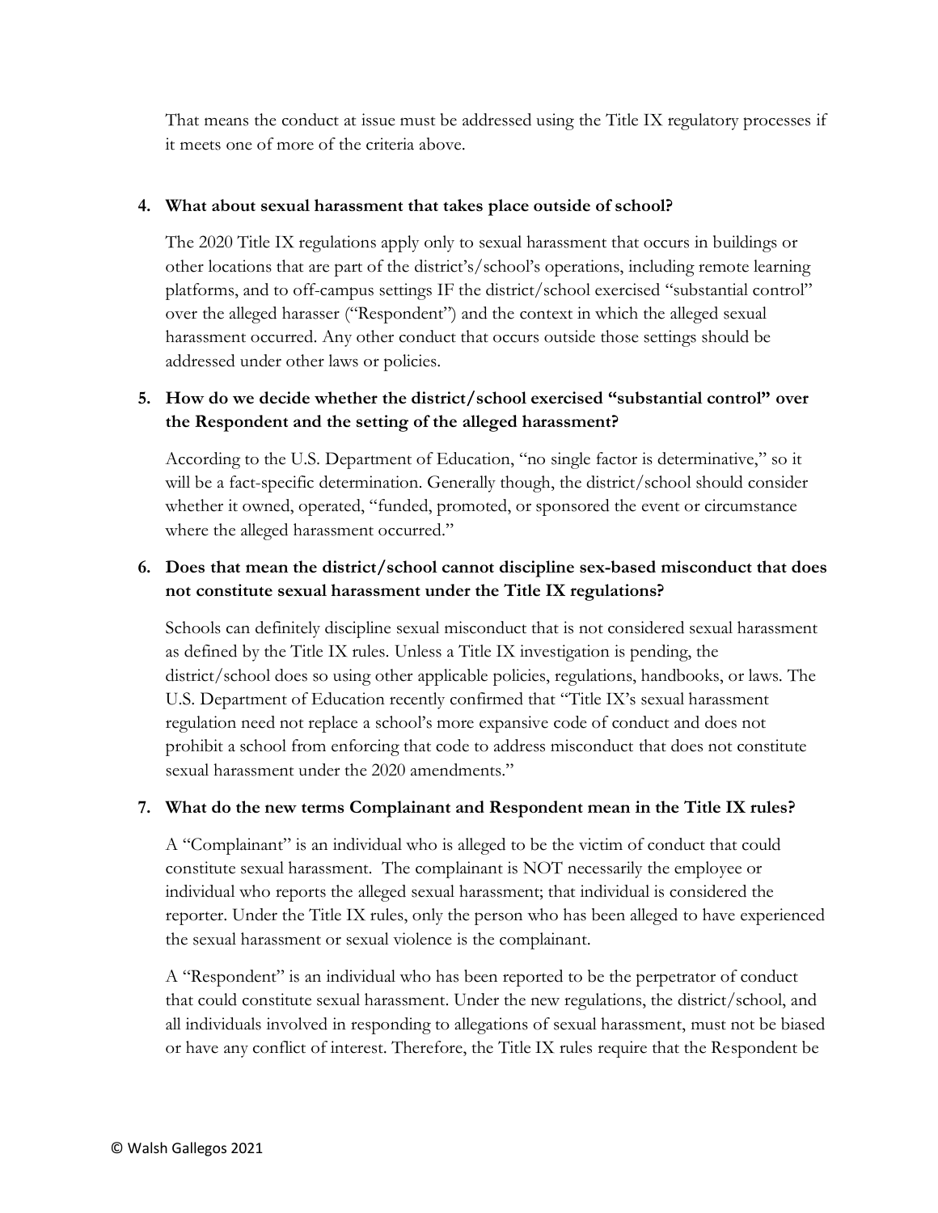That means the conduct at issue must be addressed using the Title IX regulatory processes if it meets one of more of the criteria above.

4. **What about sexual harassment that takes place outside of school?**

   The 2020 Title IX regulations apply only to sexual harassment that occurs in buildings or other locations that are part of the district's/school's operations, including remote learning platforms, and to off-campus settings IF the district/school exercised "substantial control" over the alleged harasser ("Respondent") and the context in which the alleged sexual harassment occurred. Any other conduct that occurs outside those settings should be addressed under other laws or policies.

5. **How do we decide whether the district/school exercised "substantial control" over the Respondent and the setting of the alleged harassment?**

   According to the U.S. Department of Education, "no single factor is determinative," so it will be a fact-specific determination. Generally though, the district/school should consider whether it owned, operated, "funded, promoted, or sponsored the event or circumstance where the alleged harassment occurred."

6. **Does that mean the district/school cannot discipline sex-based misconduct that does not constitute sexual harassment under the Title IX regulations?**

   Schools can definitely discipline sexual misconduct that is not considered sexual harassment as defined by the Title IX rules. Unless a Title IX investigation is pending, the district/school does so using other applicable policies, regulations, handbooks, or laws. The U.S. Department of Education recently confirmed that "Title IX's sexual harassment regulation need not replace a school's more expansive code of conduct and does not prohibit a school from enforcing that code to address misconduct that does not constitute sexual harassment under the 2020 amendments."

7. **What do the new terms Complainant and Respondent mean in the Title IX rules?**

   A "Complainant" is an individual who is alleged to be the victim of conduct that could constitute sexual harassment. The complainant is NOT necessarily the employee or individual who reports the alleged sexual harassment; that individual is considered the reporter. Under the Title IX rules, only the person who has been alleged to have experienced the sexual harassment or sexual violence is the complainant.

   A "Respondent" is an individual who has been reported to be the perpetrator of conduct that could constitute sexual harassment. Under the new regulations, the district/school, and all individuals involved in responding to allegations of sexual harassment, must not be biased or have any conflict of interest. Therefore, the Title IX rules require that the Respondent be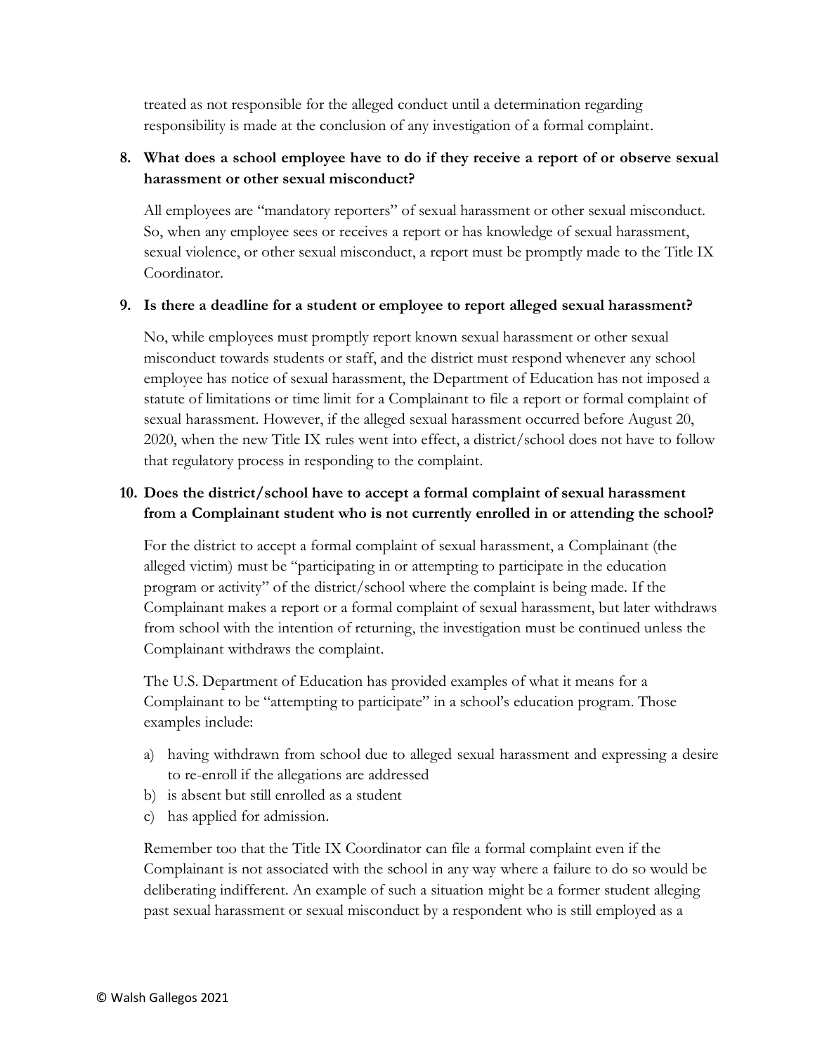treated as not responsible for the alleged conduct until a determination regarding responsibility is made at the conclusion of any investigation of a formal complaint.

**8. What does a school employee have to do if they receive a report of or observe sexual harassment or other sexual misconduct?**

All employees are "mandatory reporters" of sexual harassment or other sexual misconduct. So, when any employee sees or receives a report or has knowledge of sexual harassment, sexual violence, or other sexual misconduct, a report must be promptly made to the Title IX Coordinator.

**9. Is there a deadline for a student or employee to report alleged sexual harassment?**

No, while employees must promptly report known sexual harassment or other sexual misconduct towards students or staff, and the district must respond whenever any school employee has notice of sexual harassment, the Department of Education has not imposed a statute of limitations or time limit for a Complainant to file a report or formal complaint of sexual harassment. However, if the alleged sexual harassment occurred before August 20, 2020, when the new Title IX rules went into effect, a district/school does not have to follow that regulatory process in responding to the complaint.

**10. Does the district/school have to accept a formal complaint of sexual harassment from a Complainant student who is not currently enrolled in or attending the school?**

For the district to accept a formal complaint of sexual harassment, a Complainant (the alleged victim) must be "participating in or attempting to participate in the education program or activity" of the district/school where the complaint is being made. If the Complainant makes a report or a formal complaint of sexual harassment, but later withdraws from school with the intention of returning, the investigation must be continued unless the Complainant withdraws the complaint.

The U.S. Department of Education has provided examples of what it means for a Complainant to be "attempting to participate" in a school's education program. Those examples include:

a) having withdrawn from school due to alleged sexual harassment and expressing a desire to re-enroll if the allegations are addressed
b) is absent but still enrolled as a student
c) has applied for admission.

Remember too that the Title IX Coordinator can file a formal complaint even if the Complainant is not associated with the school in any way where a failure to do so would be deliberating indifferent. An example of such a situation might be a former student alleging past sexual harassment or sexual misconduct by a respondent who is still employed as a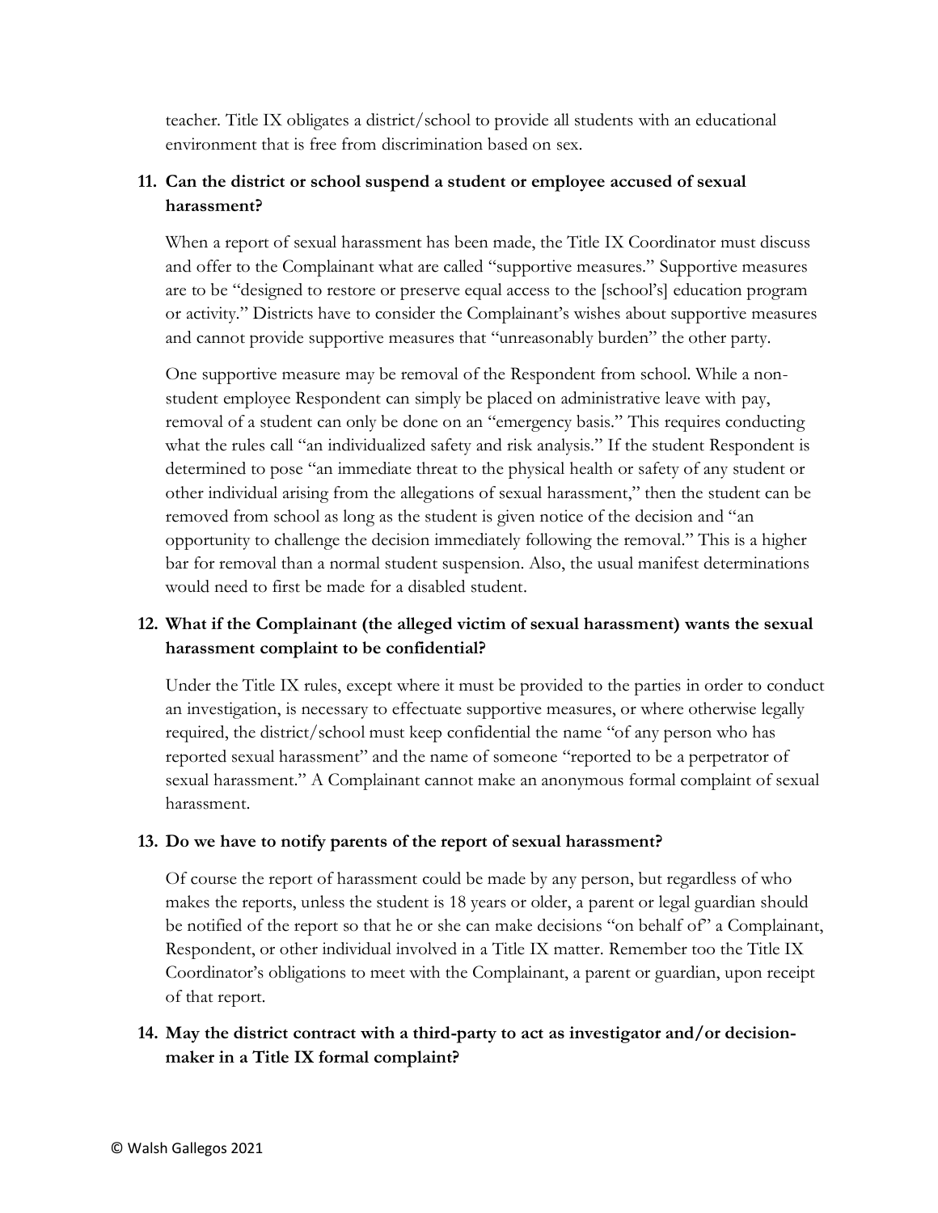teacher. Title IX obligates a district/school to provide all students with an educational environment that is free from discrimination based on sex.

**11. Can the district or school suspend a student or employee accused of sexual harassment?**

When a report of sexual harassment has been made, the Title IX Coordinator must discuss and offer to the Complainant what are called "supportive measures." Supportive measures are to be "designed to restore or preserve equal access to the [school's] education program or activity." Districts have to consider the Complainant's wishes about supportive measures and cannot provide supportive measures that "unreasonably burden" the other party.

One supportive measure may be removal of the Respondent from school. While a non-student employee Respondent can simply be placed on administrative leave with pay, removal of a student can only be done on an "emergency basis." This requires conducting what the rules call "an individualized safety and risk analysis." If the student Respondent is determined to pose "an immediate threat to the physical health or safety of any student or other individual arising from the allegations of sexual harassment," then the student can be removed from school as long as the student is given notice of the decision and "an opportunity to challenge the decision immediately following the removal." This is a higher bar for removal than a normal student suspension. Also, the usual manifest determinations would need to first be made for a disabled student.

**12. What if the Complainant (the alleged victim of sexual harassment) wants the sexual harassment complaint to be confidential?**

Under the Title IX rules, except where it must be provided to the parties in order to conduct an investigation, is necessary to effectuate supportive measures, or where otherwise legally required, the district/school must keep confidential the name "of any person who has reported sexual harassment" and the name of someone "reported to be a perpetrator of sexual harassment." A Complainant cannot make an anonymous formal complaint of sexual harassment.

**13. Do we have to notify parents of the report of sexual harassment?**

Of course the report of harassment could be made by any person, but regardless of who makes the reports, unless the student is 18 years or older, a parent or legal guardian should be notified of the report so that he or she can make decisions "on behalf of" a Complainant, Respondent, or other individual involved in a Title IX matter. Remember too the Title IX Coordinator's obligations to meet with the Complainant, a parent or guardian, upon receipt of that report.

**14. May the district contract with a third-party to act as investigator and/or decision-maker in a Title IX formal complaint?**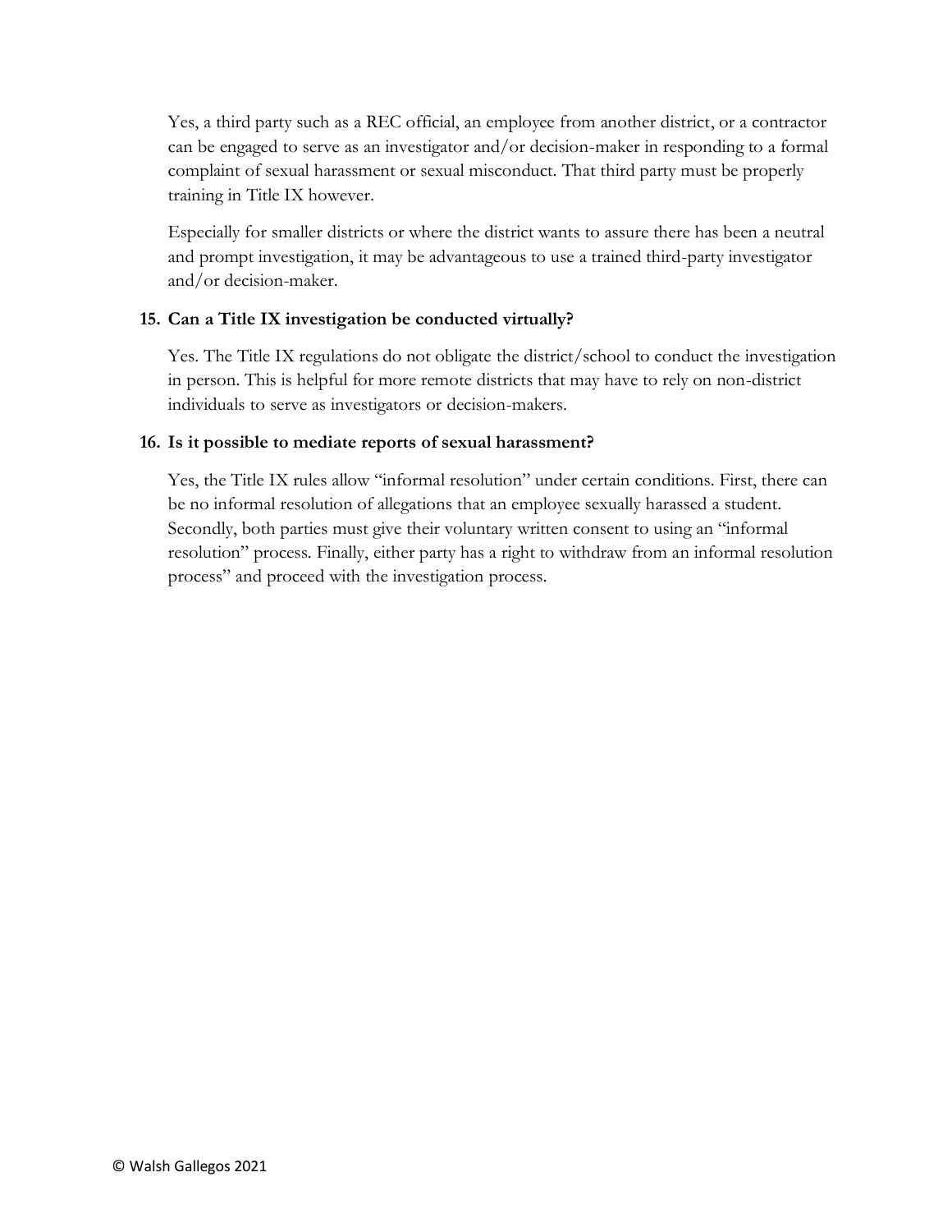Yes, a third party such as a REC official, an employee from another district, or a contractor can be engaged to serve as an investigator and/or decision-maker in responding to a formal complaint of sexual harassment or sexual misconduct. That third party must be properly training in Title IX however.

Especially for smaller districts or where the district wants to assure there has been a neutral and prompt investigation, it may be advantageous to use a trained third-party investigator and/or decision-maker.

**15. Can a Title IX investigation be conducted virtually?**

Yes. The Title IX regulations do not obligate the district/school to conduct the investigation in person. This is helpful for more remote districts that may have to rely on non-district individuals to serve as investigators or decision-makers.

**16. Is it possible to mediate reports of sexual harassment?**

Yes, the Title IX rules allow "informal resolution" under certain conditions. First, there can be no informal resolution of allegations that an employee sexually harassed a student. Secondly, both parties must give their voluntary written consent to using an "informal resolution" process. Finally, either party has a right to withdraw from an informal resolution process" and proceed with the investigation process.

© Walsh Gallegos 2021